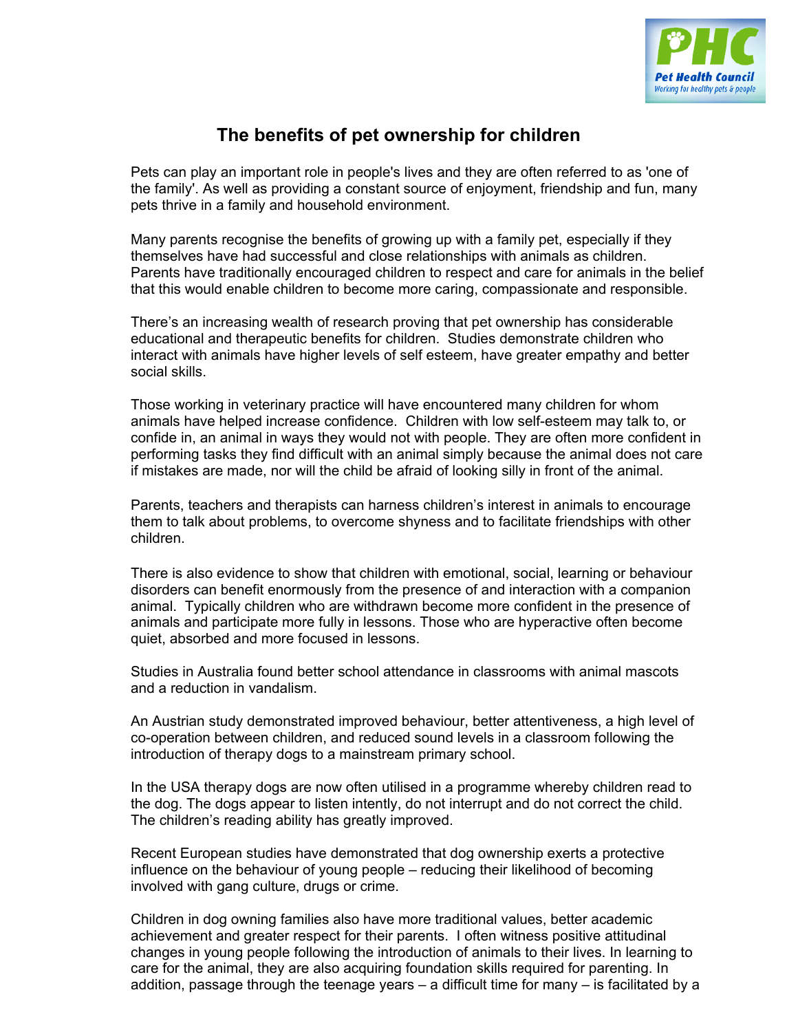# The benefits of pet ownership for children

Pets can play an important role in people's lives and they are often referred to as 'one of the family'. As well as providing a constant source of enjoyment, friendship and fun, many pets thrive in a family and household environment.

Many parents recognise the benefits of growing up with a family pet, especially if they themselves have had successful and close relationships with animals as children. Parents have traditionally encouraged children to respect and care for animals in the belief that this would enable children to become more caring, compassionate and responsible.

There's an increasing wealth of research proving that pet ownership has considerable educational and therapeutic benefits for children. Studies demonstrate children who interact with animals have higher levels of self esteem, have greater empathy and better social skills.

Those working in veterinary practice will have encountered many children for whom animals have helped increase confidence. Children with low self-esteem may talk to, or confide in, an animal in ways they would not with people. They are often more confident in performing tasks they find difficult with an animal simply because the animal does not care if mistakes are made, nor will the child be afraid of looking silly in front of the animal.

Parents, teachers and therapists can harness children's interest in animals to encourage them to talk about problems, to overcome shyness and to facilitate friendships with other children.

There is also evidence to show that children with emotional, social, learning or behaviour disorders can benefit enormously from the presence of and interaction with a companion animal. Typically children who are withdrawn become more confident in the presence of animals and participate more fully in lessons. Those who are hyperactive often become quiet, absorbed and more focused in lessons.

Studies in Australia found better school attendance in classrooms with animal mascots and a reduction in vandalism.

An Austrian study demonstrated improved behaviour, better attentiveness, a high level of co-operation between children, and reduced sound levels in a classroom following the introduction of therapy dogs to a mainstream primary school.

In the USA therapy dogs are now often utilised in a programme whereby children read to the dog. The dogs appear to listen intently, do not interrupt and do not correct the child. The children's reading ability has greatly improved.

Recent European studies have demonstrated that dog ownership exerts a protective influence on the behaviour of young people – reducing their likelihood of becoming involved with gang culture, drugs or crime.

Children in dog owning families also have more traditional values, better academic achievement and greater respect for their parents. I often witness positive attitudinal changes in young people following the introduction of animals to their lives. In learning to care for the animal, they are also acquiring foundation skills required for parenting. In addition, passage through the teenage years – a difficult time for many – is facilitated by a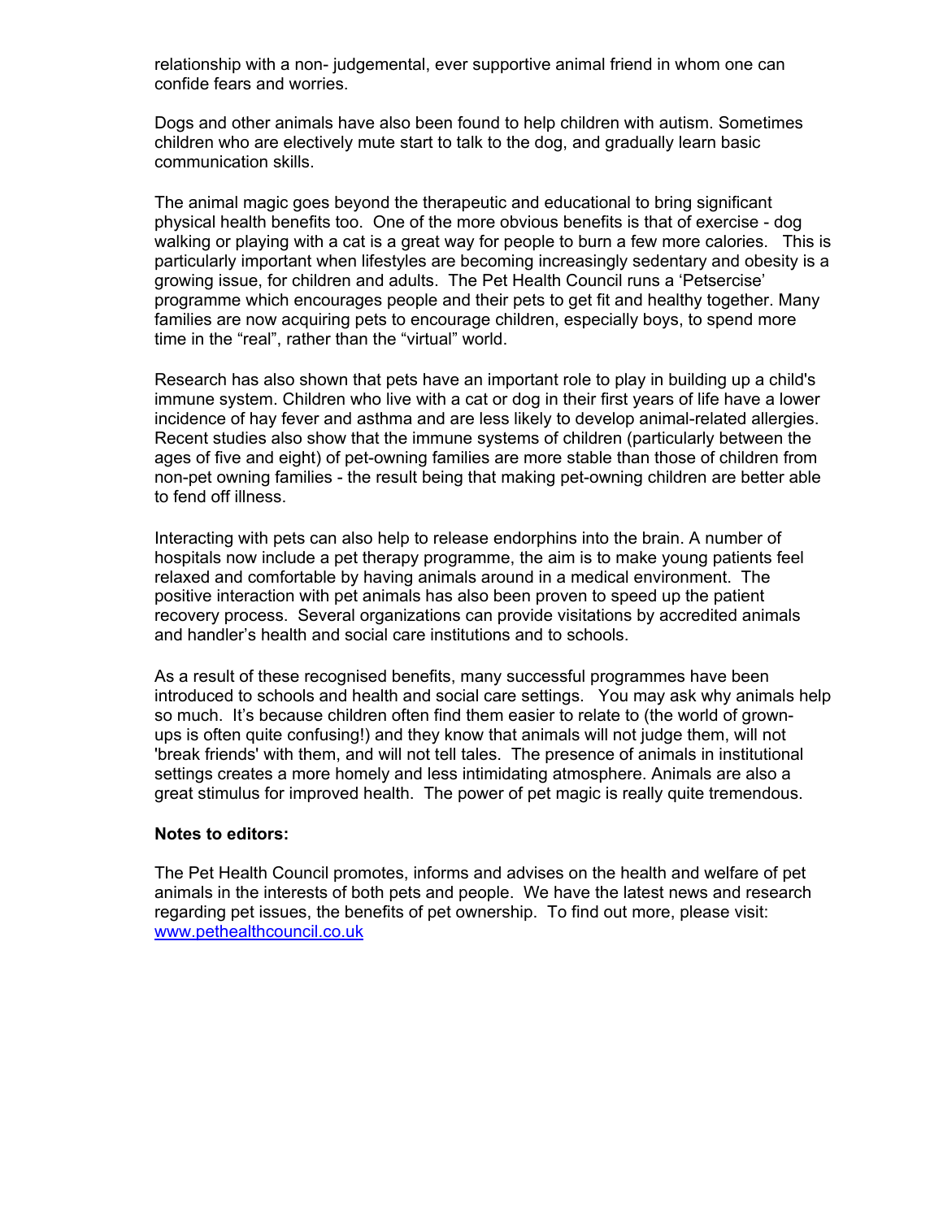relationship with a non- judgemental, ever supportive animal friend in whom one can confide fears and worries.

Dogs and other animals have also been found to help children with autism. Sometimes children who are electively mute start to talk to the dog, and gradually learn basic communication skills.

The animal magic goes beyond the therapeutic and educational to bring significant physical health benefits too. One of the more obvious benefits is that of exercise - dog walking or playing with a cat is a great way for people to burn a few more calories. This is particularly important when lifestyles are becoming increasingly sedentary and obesity is a growing issue, for children and adults. The Pet Health Council runs a 'Petsercise' programme which encourages people and their pets to get fit and healthy together. Many families are now acquiring pets to encourage children, especially boys, to spend more time in the "real", rather than the "virtual" world.

Research has also shown that pets have an important role to play in building up a child's immune system. Children who live with a cat or dog in their first years of life have a lower incidence of hay fever and asthma and are less likely to develop animal-related allergies. Recent studies also show that the immune systems of children (particularly between the ages of five and eight) of pet-owning families are more stable than those of children from non-pet owning families - the result being that making pet-owning children are better able to fend off illness.

Interacting with pets can also help to release endorphins into the brain. A number of hospitals now include a pet therapy programme, the aim is to make young patients feel relaxed and comfortable by having animals around in a medical environment. The positive interaction with pet animals has also been proven to speed up the patient recovery process. Several organizations can provide visitations by accredited animals and handler's health and social care institutions and to schools.

As a result of these recognised benefits, many successful programmes have been introduced to schools and health and social care settings. You may ask why animals help so much. It's because children often find them easier to relate to (the world of grown-ups is often quite confusing!) and they know that animals will not judge them, will not 'break friends' with them, and will not tell tales. The presence of animals in institutional settings creates a more homely and less intimidating atmosphere. Animals are also a great stimulus for improved health. The power of pet magic is really quite tremendous.

**Notes to editors:**

The Pet Health Council promotes, informs and advises on the health and welfare of pet animals in the interests of both pets and people. We have the latest news and research regarding pet issues, the benefits of pet ownership. To find out more, please visit: [www.pethealthcouncil.co.uk](http://www.pethealthcouncil.co.uk)